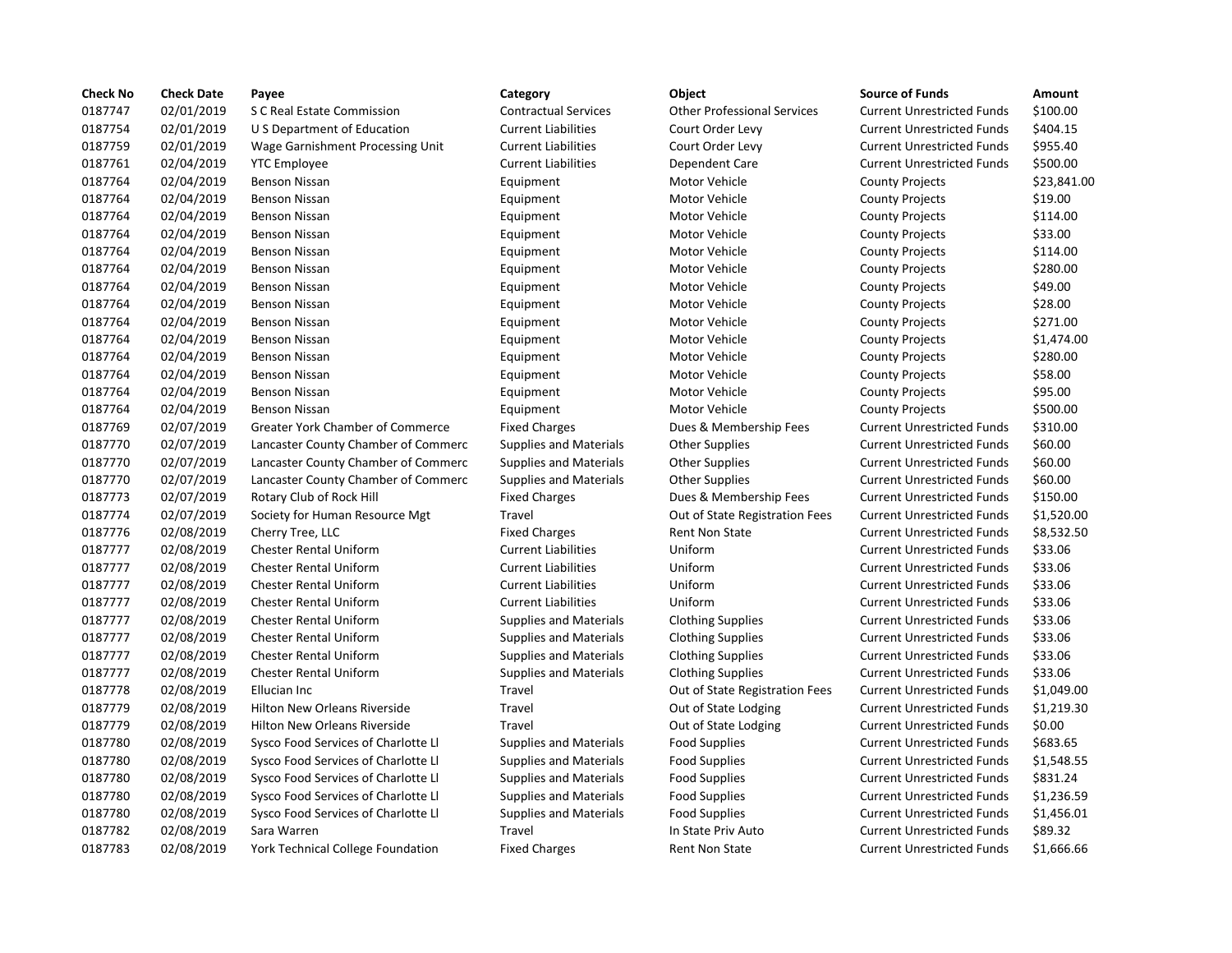| Check No | Check Date | Payee | Category | Object | Source of Funds | Amount |
|---|---|---|---|---|---|---|
| 0187747 | 02/01/2019 | S C Real Estate Commission | Contractual Services | Other Professional Services | Current Unrestricted Funds | $100.00 |
| 0187754 | 02/01/2019 | U S Department of Education | Current Liabilities | Court Order Levy | Current Unrestricted Funds | $404.15 |
| 0187759 | 02/01/2019 | Wage Garnishment Processing Unit | Current Liabilities | Court Order Levy | Current Unrestricted Funds | $955.40 |
| 0187761 | 02/04/2019 | YTC Employee | Current Liabilities | Dependent Care | Current Unrestricted Funds | $500.00 |
| 0187764 | 02/04/2019 | Benson Nissan | Equipment | Motor Vehicle | County Projects | $23,841.00 |
| 0187764 | 02/04/2019 | Benson Nissan | Equipment | Motor Vehicle | County Projects | $19.00 |
| 0187764 | 02/04/2019 | Benson Nissan | Equipment | Motor Vehicle | County Projects | $114.00 |
| 0187764 | 02/04/2019 | Benson Nissan | Equipment | Motor Vehicle | County Projects | $33.00 |
| 0187764 | 02/04/2019 | Benson Nissan | Equipment | Motor Vehicle | County Projects | $114.00 |
| 0187764 | 02/04/2019 | Benson Nissan | Equipment | Motor Vehicle | County Projects | $280.00 |
| 0187764 | 02/04/2019 | Benson Nissan | Equipment | Motor Vehicle | County Projects | $49.00 |
| 0187764 | 02/04/2019 | Benson Nissan | Equipment | Motor Vehicle | County Projects | $28.00 |
| 0187764 | 02/04/2019 | Benson Nissan | Equipment | Motor Vehicle | County Projects | $271.00 |
| 0187764 | 02/04/2019 | Benson Nissan | Equipment | Motor Vehicle | County Projects | $1,474.00 |
| 0187764 | 02/04/2019 | Benson Nissan | Equipment | Motor Vehicle | County Projects | $280.00 |
| 0187764 | 02/04/2019 | Benson Nissan | Equipment | Motor Vehicle | County Projects | $58.00 |
| 0187764 | 02/04/2019 | Benson Nissan | Equipment | Motor Vehicle | County Projects | $95.00 |
| 0187764 | 02/04/2019 | Benson Nissan | Equipment | Motor Vehicle | County Projects | $500.00 |
| 0187769 | 02/07/2019 | Greater York Chamber of Commerce | Fixed Charges | Dues & Membership Fees | Current Unrestricted Funds | $310.00 |
| 0187770 | 02/07/2019 | Lancaster County Chamber of Commerc | Supplies and Materials | Other Supplies | Current Unrestricted Funds | $60.00 |
| 0187770 | 02/07/2019 | Lancaster County Chamber of Commerc | Supplies and Materials | Other Supplies | Current Unrestricted Funds | $60.00 |
| 0187770 | 02/07/2019 | Lancaster County Chamber of Commerc | Supplies and Materials | Other Supplies | Current Unrestricted Funds | $60.00 |
| 0187773 | 02/07/2019 | Rotary Club of Rock Hill | Fixed Charges | Dues & Membership Fees | Current Unrestricted Funds | $150.00 |
| 0187774 | 02/07/2019 | Society for Human Resource Mgt | Travel | Out of State Registration Fees | Current Unrestricted Funds | $1,520.00 |
| 0187776 | 02/08/2019 | Cherry Tree, LLC | Fixed Charges | Rent Non State | Current Unrestricted Funds | $8,532.50 |
| 0187777 | 02/08/2019 | Chester Rental Uniform | Current Liabilities | Uniform | Current Unrestricted Funds | $33.06 |
| 0187777 | 02/08/2019 | Chester Rental Uniform | Current Liabilities | Uniform | Current Unrestricted Funds | $33.06 |
| 0187777 | 02/08/2019 | Chester Rental Uniform | Current Liabilities | Uniform | Current Unrestricted Funds | $33.06 |
| 0187777 | 02/08/2019 | Chester Rental Uniform | Current Liabilities | Uniform | Current Unrestricted Funds | $33.06 |
| 0187777 | 02/08/2019 | Chester Rental Uniform | Supplies and Materials | Clothing Supplies | Current Unrestricted Funds | $33.06 |
| 0187777 | 02/08/2019 | Chester Rental Uniform | Supplies and Materials | Clothing Supplies | Current Unrestricted Funds | $33.06 |
| 0187777 | 02/08/2019 | Chester Rental Uniform | Supplies and Materials | Clothing Supplies | Current Unrestricted Funds | $33.06 |
| 0187777 | 02/08/2019 | Chester Rental Uniform | Supplies and Materials | Clothing Supplies | Current Unrestricted Funds | $33.06 |
| 0187778 | 02/08/2019 | Ellucian Inc | Travel | Out of State Registration Fees | Current Unrestricted Funds | $1,049.00 |
| 0187779 | 02/08/2019 | Hilton New Orleans Riverside | Travel | Out of State Lodging | Current Unrestricted Funds | $1,219.30 |
| 0187779 | 02/08/2019 | Hilton New Orleans Riverside | Travel | Out of State Lodging | Current Unrestricted Funds | $0.00 |
| 0187780 | 02/08/2019 | Sysco Food Services of Charlotte Ll | Supplies and Materials | Food Supplies | Current Unrestricted Funds | $683.65 |
| 0187780 | 02/08/2019 | Sysco Food Services of Charlotte Ll | Supplies and Materials | Food Supplies | Current Unrestricted Funds | $1,548.55 |
| 0187780 | 02/08/2019 | Sysco Food Services of Charlotte Ll | Supplies and Materials | Food Supplies | Current Unrestricted Funds | $831.24 |
| 0187780 | 02/08/2019 | Sysco Food Services of Charlotte Ll | Supplies and Materials | Food Supplies | Current Unrestricted Funds | $1,236.59 |
| 0187780 | 02/08/2019 | Sysco Food Services of Charlotte Ll | Supplies and Materials | Food Supplies | Current Unrestricted Funds | $1,456.01 |
| 0187782 | 02/08/2019 | Sara Warren | Travel | In State Priv Auto | Current Unrestricted Funds | $89.32 |
| 0187783 | 02/08/2019 | York Technical College Foundation | Fixed Charges | Rent Non State | Current Unrestricted Funds | $1,666.66 |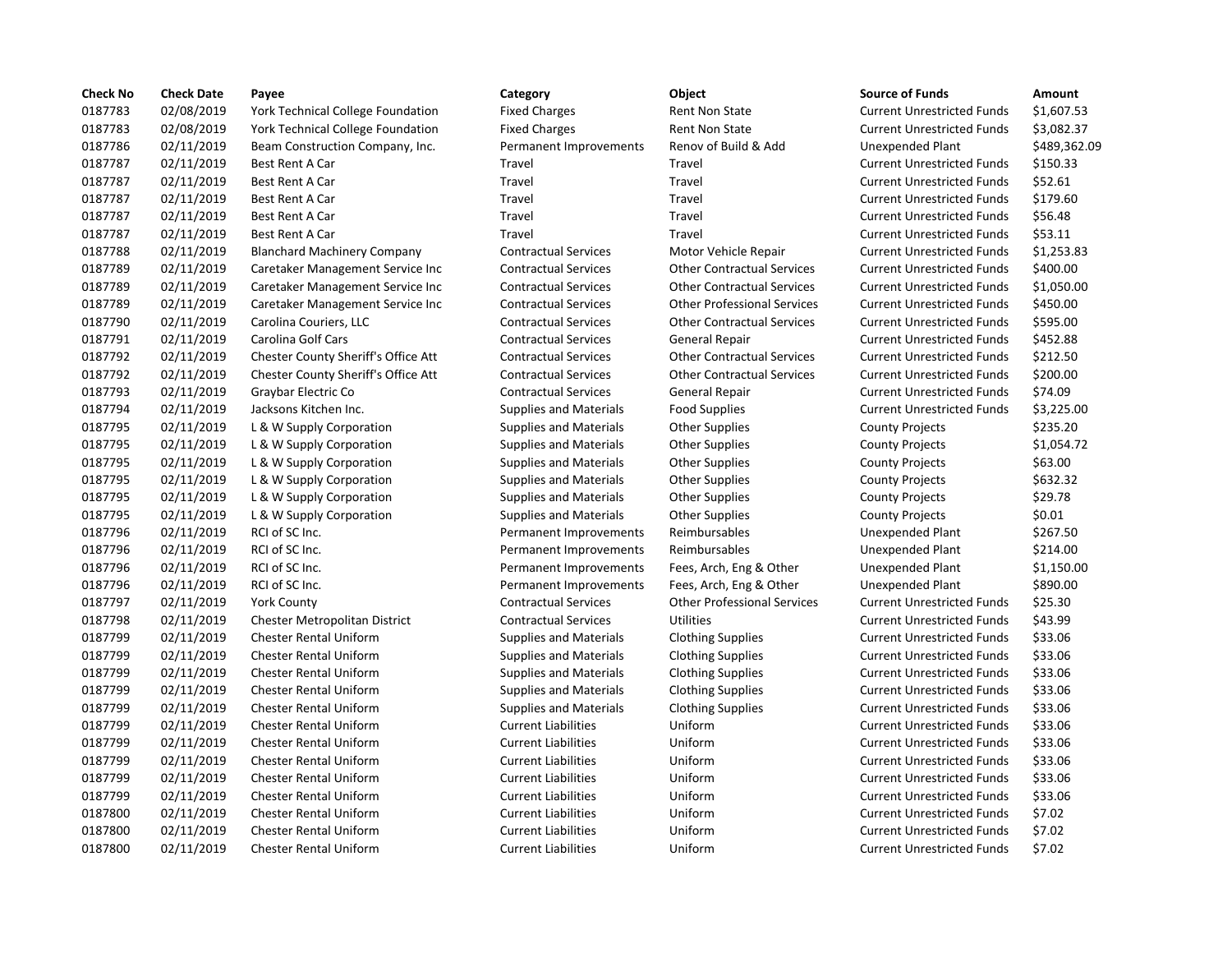| Check No | Check Date | Payee | Category | Object | Source of Funds | Amount |
| --- | --- | --- | --- | --- | --- | --- |
| 0187783 | 02/08/2019 | York Technical College Foundation | Fixed Charges | Rent Non State | Current Unrestricted Funds | $1,607.53 |
| 0187783 | 02/08/2019 | York Technical College Foundation | Fixed Charges | Rent Non State | Current Unrestricted Funds | $3,082.37 |
| 0187786 | 02/11/2019 | Beam Construction Company, Inc. | Permanent Improvements | Renov of Build & Add | Unexpended Plant | $489,362.09 |
| 0187787 | 02/11/2019 | Best Rent A Car | Travel | Travel | Current Unrestricted Funds | $150.33 |
| 0187787 | 02/11/2019 | Best Rent A Car | Travel | Travel | Current Unrestricted Funds | $52.61 |
| 0187787 | 02/11/2019 | Best Rent A Car | Travel | Travel | Current Unrestricted Funds | $179.60 |
| 0187787 | 02/11/2019 | Best Rent A Car | Travel | Travel | Current Unrestricted Funds | $56.48 |
| 0187787 | 02/11/2019 | Best Rent A Car | Travel | Travel | Current Unrestricted Funds | $53.11 |
| 0187788 | 02/11/2019 | Blanchard Machinery Company | Contractual Services | Motor Vehicle Repair | Current Unrestricted Funds | $1,253.83 |
| 0187789 | 02/11/2019 | Caretaker Management Service Inc | Contractual Services | Other Contractual Services | Current Unrestricted Funds | $400.00 |
| 0187789 | 02/11/2019 | Caretaker Management Service Inc | Contractual Services | Other Contractual Services | Current Unrestricted Funds | $1,050.00 |
| 0187789 | 02/11/2019 | Caretaker Management Service Inc | Contractual Services | Other Professional Services | Current Unrestricted Funds | $450.00 |
| 0187790 | 02/11/2019 | Carolina Couriers, LLC | Contractual Services | Other Contractual Services | Current Unrestricted Funds | $595.00 |
| 0187791 | 02/11/2019 | Carolina Golf Cars | Contractual Services | General Repair | Current Unrestricted Funds | $452.88 |
| 0187792 | 02/11/2019 | Chester County Sheriff's Office Att | Contractual Services | Other Contractual Services | Current Unrestricted Funds | $212.50 |
| 0187792 | 02/11/2019 | Chester County Sheriff's Office Att | Contractual Services | Other Contractual Services | Current Unrestricted Funds | $200.00 |
| 0187793 | 02/11/2019 | Graybar Electric Co | Contractual Services | General Repair | Current Unrestricted Funds | $74.09 |
| 0187794 | 02/11/2019 | Jacksons Kitchen Inc. | Supplies and Materials | Food Supplies | Current Unrestricted Funds | $3,225.00 |
| 0187795 | 02/11/2019 | L & W Supply Corporation | Supplies and Materials | Other Supplies | County Projects | $235.20 |
| 0187795 | 02/11/2019 | L & W Supply Corporation | Supplies and Materials | Other Supplies | County Projects | $1,054.72 |
| 0187795 | 02/11/2019 | L & W Supply Corporation | Supplies and Materials | Other Supplies | County Projects | $63.00 |
| 0187795 | 02/11/2019 | L & W Supply Corporation | Supplies and Materials | Other Supplies | County Projects | $632.32 |
| 0187795 | 02/11/2019 | L & W Supply Corporation | Supplies and Materials | Other Supplies | County Projects | $29.78 |
| 0187795 | 02/11/2019 | L & W Supply Corporation | Supplies and Materials | Other Supplies | County Projects | $0.01 |
| 0187796 | 02/11/2019 | RCI of SC Inc. | Permanent Improvements | Reimbursables | Unexpended Plant | $267.50 |
| 0187796 | 02/11/2019 | RCI of SC Inc. | Permanent Improvements | Reimbursables | Unexpended Plant | $214.00 |
| 0187796 | 02/11/2019 | RCI of SC Inc. | Permanent Improvements | Fees, Arch, Eng & Other | Unexpended Plant | $1,150.00 |
| 0187796 | 02/11/2019 | RCI of SC Inc. | Permanent Improvements | Fees, Arch, Eng & Other | Unexpended Plant | $890.00 |
| 0187797 | 02/11/2019 | York County | Contractual Services | Other Professional Services | Current Unrestricted Funds | $25.30 |
| 0187798 | 02/11/2019 | Chester Metropolitan District | Contractual Services | Utilities | Current Unrestricted Funds | $43.99 |
| 0187799 | 02/11/2019 | Chester Rental Uniform | Supplies and Materials | Clothing Supplies | Current Unrestricted Funds | $33.06 |
| 0187799 | 02/11/2019 | Chester Rental Uniform | Supplies and Materials | Clothing Supplies | Current Unrestricted Funds | $33.06 |
| 0187799 | 02/11/2019 | Chester Rental Uniform | Supplies and Materials | Clothing Supplies | Current Unrestricted Funds | $33.06 |
| 0187799 | 02/11/2019 | Chester Rental Uniform | Supplies and Materials | Clothing Supplies | Current Unrestricted Funds | $33.06 |
| 0187799 | 02/11/2019 | Chester Rental Uniform | Supplies and Materials | Clothing Supplies | Current Unrestricted Funds | $33.06 |
| 0187799 | 02/11/2019 | Chester Rental Uniform | Current Liabilities | Uniform | Current Unrestricted Funds | $33.06 |
| 0187799 | 02/11/2019 | Chester Rental Uniform | Current Liabilities | Uniform | Current Unrestricted Funds | $33.06 |
| 0187799 | 02/11/2019 | Chester Rental Uniform | Current Liabilities | Uniform | Current Unrestricted Funds | $33.06 |
| 0187799 | 02/11/2019 | Chester Rental Uniform | Current Liabilities | Uniform | Current Unrestricted Funds | $33.06 |
| 0187799 | 02/11/2019 | Chester Rental Uniform | Current Liabilities | Uniform | Current Unrestricted Funds | $33.06 |
| 0187800 | 02/11/2019 | Chester Rental Uniform | Current Liabilities | Uniform | Current Unrestricted Funds | $7.02 |
| 0187800 | 02/11/2019 | Chester Rental Uniform | Current Liabilities | Uniform | Current Unrestricted Funds | $7.02 |
| 0187800 | 02/11/2019 | Chester Rental Uniform | Current Liabilities | Uniform | Current Unrestricted Funds | $7.02 |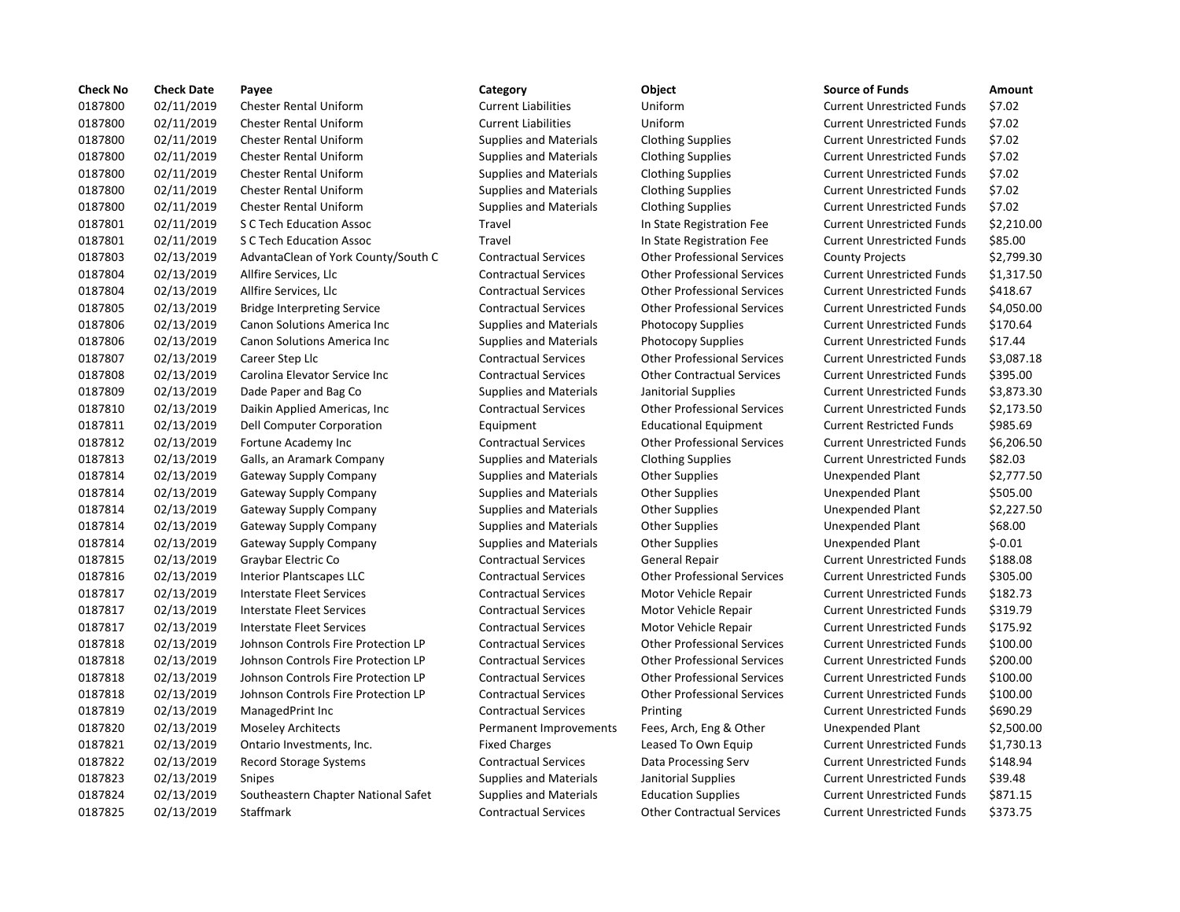| Check No | Check Date | Payee | Category | Object | Source of Funds | Amount |
|---|---|---|---|---|---|---|
| 0187800 | 02/11/2019 | Chester Rental Uniform | Current Liabilities | Uniform | Current Unrestricted Funds | $7.02 |
| 0187800 | 02/11/2019 | Chester Rental Uniform | Current Liabilities | Uniform | Current Unrestricted Funds | $7.02 |
| 0187800 | 02/11/2019 | Chester Rental Uniform | Supplies and Materials | Clothing Supplies | Current Unrestricted Funds | $7.02 |
| 0187800 | 02/11/2019 | Chester Rental Uniform | Supplies and Materials | Clothing Supplies | Current Unrestricted Funds | $7.02 |
| 0187800 | 02/11/2019 | Chester Rental Uniform | Supplies and Materials | Clothing Supplies | Current Unrestricted Funds | $7.02 |
| 0187800 | 02/11/2019 | Chester Rental Uniform | Supplies and Materials | Clothing Supplies | Current Unrestricted Funds | $7.02 |
| 0187800 | 02/11/2019 | Chester Rental Uniform | Supplies and Materials | Clothing Supplies | Current Unrestricted Funds | $7.02 |
| 0187801 | 02/11/2019 | S C Tech Education Assoc | Travel | In State Registration Fee | Current Unrestricted Funds | $2,210.00 |
| 0187801 | 02/11/2019 | S C Tech Education Assoc | Travel | In State Registration Fee | Current Unrestricted Funds | $85.00 |
| 0187803 | 02/13/2019 | AdvantaClean of York County/South C | Contractual Services | Other Professional Services | County Projects | $2,799.30 |
| 0187804 | 02/13/2019 | Allfire Services, Llc | Contractual Services | Other Professional Services | Current Unrestricted Funds | $1,317.50 |
| 0187804 | 02/13/2019 | Allfire Services, Llc | Contractual Services | Other Professional Services | Current Unrestricted Funds | $418.67 |
| 0187805 | 02/13/2019 | Bridge Interpreting Service | Contractual Services | Other Professional Services | Current Unrestricted Funds | $4,050.00 |
| 0187806 | 02/13/2019 | Canon Solutions America Inc | Supplies and Materials | Photocopy Supplies | Current Unrestricted Funds | $170.64 |
| 0187806 | 02/13/2019 | Canon Solutions America Inc | Supplies and Materials | Photocopy Supplies | Current Unrestricted Funds | $17.44 |
| 0187807 | 02/13/2019 | Career Step Llc | Contractual Services | Other Professional Services | Current Unrestricted Funds | $3,087.18 |
| 0187808 | 02/13/2019 | Carolina Elevator Service Inc | Contractual Services | Other Contractual Services | Current Unrestricted Funds | $395.00 |
| 0187809 | 02/13/2019 | Dade Paper and Bag Co | Supplies and Materials | Janitorial Supplies | Current Unrestricted Funds | $3,873.30 |
| 0187810 | 02/13/2019 | Daikin Applied Americas, Inc | Contractual Services | Other Professional Services | Current Unrestricted Funds | $2,173.50 |
| 0187811 | 02/13/2019 | Dell Computer Corporation | Equipment | Educational Equipment | Current Restricted Funds | $985.69 |
| 0187812 | 02/13/2019 | Fortune Academy Inc | Contractual Services | Other Professional Services | Current Unrestricted Funds | $6,206.50 |
| 0187813 | 02/13/2019 | Galls, an Aramark Company | Supplies and Materials | Clothing Supplies | Current Unrestricted Funds | $82.03 |
| 0187814 | 02/13/2019 | Gateway Supply Company | Supplies and Materials | Other Supplies | Unexpended Plant | $2,777.50 |
| 0187814 | 02/13/2019 | Gateway Supply Company | Supplies and Materials | Other Supplies | Unexpended Plant | $505.00 |
| 0187814 | 02/13/2019 | Gateway Supply Company | Supplies and Materials | Other Supplies | Unexpended Plant | $2,227.50 |
| 0187814 | 02/13/2019 | Gateway Supply Company | Supplies and Materials | Other Supplies | Unexpended Plant | $68.00 |
| 0187814 | 02/13/2019 | Gateway Supply Company | Supplies and Materials | Other Supplies | Unexpended Plant | $-0.01 |
| 0187815 | 02/13/2019 | Graybar Electric Co | Contractual Services | General Repair | Current Unrestricted Funds | $188.08 |
| 0187816 | 02/13/2019 | Interior Plantscapes LLC | Contractual Services | Other Professional Services | Current Unrestricted Funds | $305.00 |
| 0187817 | 02/13/2019 | Interstate Fleet Services | Contractual Services | Motor Vehicle Repair | Current Unrestricted Funds | $182.73 |
| 0187817 | 02/13/2019 | Interstate Fleet Services | Contractual Services | Motor Vehicle Repair | Current Unrestricted Funds | $319.79 |
| 0187817 | 02/13/2019 | Interstate Fleet Services | Contractual Services | Motor Vehicle Repair | Current Unrestricted Funds | $175.92 |
| 0187818 | 02/13/2019 | Johnson Controls Fire Protection LP | Contractual Services | Other Professional Services | Current Unrestricted Funds | $100.00 |
| 0187818 | 02/13/2019 | Johnson Controls Fire Protection LP | Contractual Services | Other Professional Services | Current Unrestricted Funds | $200.00 |
| 0187818 | 02/13/2019 | Johnson Controls Fire Protection LP | Contractual Services | Other Professional Services | Current Unrestricted Funds | $100.00 |
| 0187818 | 02/13/2019 | Johnson Controls Fire Protection LP | Contractual Services | Other Professional Services | Current Unrestricted Funds | $100.00 |
| 0187819 | 02/13/2019 | ManagedPrint Inc | Contractual Services | Printing | Current Unrestricted Funds | $690.29 |
| 0187820 | 02/13/2019 | Moseley Architects | Permanent Improvements | Fees, Arch, Eng & Other | Unexpended Plant | $2,500.00 |
| 0187821 | 02/13/2019 | Ontario Investments, Inc. | Fixed Charges | Leased To Own Equip | Current Unrestricted Funds | $1,730.13 |
| 0187822 | 02/13/2019 | Record Storage Systems | Contractual Services | Data Processing Serv | Current Unrestricted Funds | $148.94 |
| 0187823 | 02/13/2019 | Snipes | Supplies and Materials | Janitorial Supplies | Current Unrestricted Funds | $39.48 |
| 0187824 | 02/13/2019 | Southeastern Chapter National Safet | Supplies and Materials | Education Supplies | Current Unrestricted Funds | $871.15 |
| 0187825 | 02/13/2019 | Staffmark | Contractual Services | Other Contractual Services | Current Unrestricted Funds | $373.75 |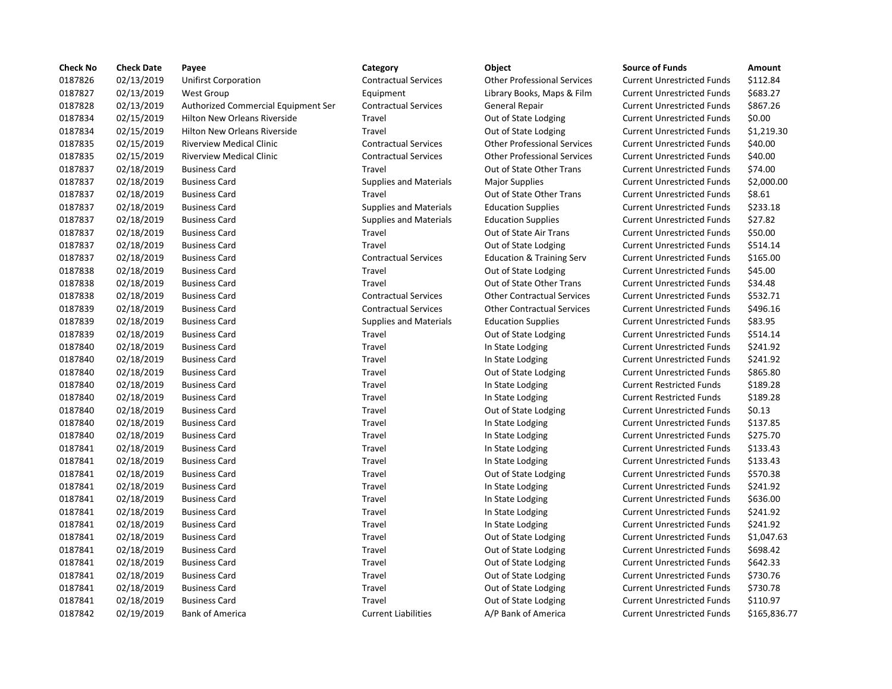| Check No | Check Date | Payee | Category | Object | Source of Funds | Amount |
| --- | --- | --- | --- | --- | --- | --- |
| 0187826 | 02/13/2019 | Unifirst Corporation | Contractual Services | Other Professional Services | Current Unrestricted Funds | $112.84 |
| 0187827 | 02/13/2019 | West Group | Equipment | Library Books, Maps & Film | Current Unrestricted Funds | $683.27 |
| 0187828 | 02/13/2019 | Authorized Commercial Equipment Ser | Contractual Services | General Repair | Current Unrestricted Funds | $867.26 |
| 0187834 | 02/15/2019 | Hilton New Orleans Riverside | Travel | Out of State Lodging | Current Unrestricted Funds | $0.00 |
| 0187834 | 02/15/2019 | Hilton New Orleans Riverside | Travel | Out of State Lodging | Current Unrestricted Funds | $1,219.30 |
| 0187835 | 02/15/2019 | Riverview Medical Clinic | Contractual Services | Other Professional Services | Current Unrestricted Funds | $40.00 |
| 0187835 | 02/15/2019 | Riverview Medical Clinic | Contractual Services | Other Professional Services | Current Unrestricted Funds | $40.00 |
| 0187837 | 02/18/2019 | Business Card | Travel | Out of State Other Trans | Current Unrestricted Funds | $74.00 |
| 0187837 | 02/18/2019 | Business Card | Supplies and Materials | Major Supplies | Current Unrestricted Funds | $2,000.00 |
| 0187837 | 02/18/2019 | Business Card | Travel | Out of State Other Trans | Current Unrestricted Funds | $8.61 |
| 0187837 | 02/18/2019 | Business Card | Supplies and Materials | Education Supplies | Current Unrestricted Funds | $233.18 |
| 0187837 | 02/18/2019 | Business Card | Supplies and Materials | Education Supplies | Current Unrestricted Funds | $27.82 |
| 0187837 | 02/18/2019 | Business Card | Travel | Out of State Air Trans | Current Unrestricted Funds | $50.00 |
| 0187837 | 02/18/2019 | Business Card | Travel | Out of State Lodging | Current Unrestricted Funds | $514.14 |
| 0187837 | 02/18/2019 | Business Card | Contractual Services | Education & Training Serv | Current Unrestricted Funds | $165.00 |
| 0187838 | 02/18/2019 | Business Card | Travel | Out of State Lodging | Current Unrestricted Funds | $45.00 |
| 0187838 | 02/18/2019 | Business Card | Travel | Out of State Other Trans | Current Unrestricted Funds | $34.48 |
| 0187838 | 02/18/2019 | Business Card | Contractual Services | Other Contractual Services | Current Unrestricted Funds | $532.71 |
| 0187839 | 02/18/2019 | Business Card | Contractual Services | Other Contractual Services | Current Unrestricted Funds | $496.16 |
| 0187839 | 02/18/2019 | Business Card | Supplies and Materials | Education Supplies | Current Unrestricted Funds | $83.95 |
| 0187839 | 02/18/2019 | Business Card | Travel | Out of State Lodging | Current Unrestricted Funds | $514.14 |
| 0187840 | 02/18/2019 | Business Card | Travel | In State Lodging | Current Unrestricted Funds | $241.92 |
| 0187840 | 02/18/2019 | Business Card | Travel | In State Lodging | Current Unrestricted Funds | $241.92 |
| 0187840 | 02/18/2019 | Business Card | Travel | Out of State Lodging | Current Unrestricted Funds | $865.80 |
| 0187840 | 02/18/2019 | Business Card | Travel | In State Lodging | Current Restricted Funds | $189.28 |
| 0187840 | 02/18/2019 | Business Card | Travel | In State Lodging | Current Restricted Funds | $189.28 |
| 0187840 | 02/18/2019 | Business Card | Travel | Out of State Lodging | Current Unrestricted Funds | $0.13 |
| 0187840 | 02/18/2019 | Business Card | Travel | In State Lodging | Current Unrestricted Funds | $137.85 |
| 0187840 | 02/18/2019 | Business Card | Travel | In State Lodging | Current Unrestricted Funds | $275.70 |
| 0187841 | 02/18/2019 | Business Card | Travel | In State Lodging | Current Unrestricted Funds | $133.43 |
| 0187841 | 02/18/2019 | Business Card | Travel | In State Lodging | Current Unrestricted Funds | $133.43 |
| 0187841 | 02/18/2019 | Business Card | Travel | Out of State Lodging | Current Unrestricted Funds | $570.38 |
| 0187841 | 02/18/2019 | Business Card | Travel | In State Lodging | Current Unrestricted Funds | $241.92 |
| 0187841 | 02/18/2019 | Business Card | Travel | In State Lodging | Current Unrestricted Funds | $636.00 |
| 0187841 | 02/18/2019 | Business Card | Travel | In State Lodging | Current Unrestricted Funds | $241.92 |
| 0187841 | 02/18/2019 | Business Card | Travel | In State Lodging | Current Unrestricted Funds | $241.92 |
| 0187841 | 02/18/2019 | Business Card | Travel | Out of State Lodging | Current Unrestricted Funds | $1,047.63 |
| 0187841 | 02/18/2019 | Business Card | Travel | Out of State Lodging | Current Unrestricted Funds | $698.42 |
| 0187841 | 02/18/2019 | Business Card | Travel | Out of State Lodging | Current Unrestricted Funds | $642.33 |
| 0187841 | 02/18/2019 | Business Card | Travel | Out of State Lodging | Current Unrestricted Funds | $730.76 |
| 0187841 | 02/18/2019 | Business Card | Travel | Out of State Lodging | Current Unrestricted Funds | $730.78 |
| 0187841 | 02/18/2019 | Business Card | Travel | Out of State Lodging | Current Unrestricted Funds | $110.97 |
| 0187842 | 02/19/2019 | Bank of America | Current Liabilities | A/P Bank of America | Current Unrestricted Funds | $165,836.77 |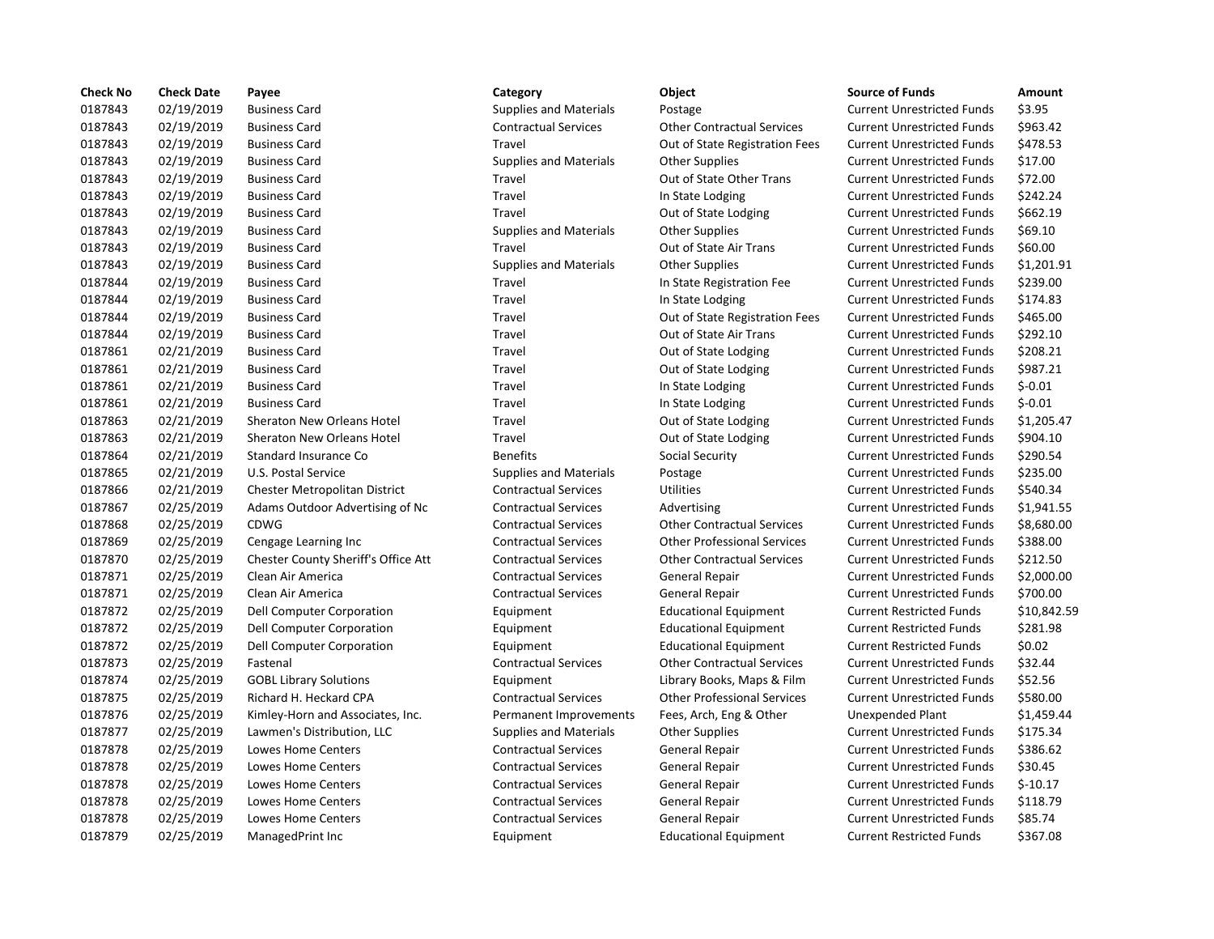| Check No | Check Date | Payee | Category | Object | Source of Funds | Amount |
| --- | --- | --- | --- | --- | --- | --- |
| 0187843 | 02/19/2019 | Business Card | Supplies and Materials | Postage | Current Unrestricted Funds | $3.95 |
| 0187843 | 02/19/2019 | Business Card | Contractual Services | Other Contractual Services | Current Unrestricted Funds | $963.42 |
| 0187843 | 02/19/2019 | Business Card | Travel | Out of State Registration Fees | Current Unrestricted Funds | $478.53 |
| 0187843 | 02/19/2019 | Business Card | Supplies and Materials | Other Supplies | Current Unrestricted Funds | $17.00 |
| 0187843 | 02/19/2019 | Business Card | Travel | Out of State Other Trans | Current Unrestricted Funds | $72.00 |
| 0187843 | 02/19/2019 | Business Card | Travel | In State Lodging | Current Unrestricted Funds | $242.24 |
| 0187843 | 02/19/2019 | Business Card | Travel | Out of State Lodging | Current Unrestricted Funds | $662.19 |
| 0187843 | 02/19/2019 | Business Card | Supplies and Materials | Other Supplies | Current Unrestricted Funds | $69.10 |
| 0187843 | 02/19/2019 | Business Card | Travel | Out of State Air Trans | Current Unrestricted Funds | $60.00 |
| 0187843 | 02/19/2019 | Business Card | Supplies and Materials | Other Supplies | Current Unrestricted Funds | $1,201.91 |
| 0187844 | 02/19/2019 | Business Card | Travel | In State Registration Fee | Current Unrestricted Funds | $239.00 |
| 0187844 | 02/19/2019 | Business Card | Travel | In State Lodging | Current Unrestricted Funds | $174.83 |
| 0187844 | 02/19/2019 | Business Card | Travel | Out of State Registration Fees | Current Unrestricted Funds | $465.00 |
| 0187844 | 02/19/2019 | Business Card | Travel | Out of State Air Trans | Current Unrestricted Funds | $292.10 |
| 0187861 | 02/21/2019 | Business Card | Travel | Out of State Lodging | Current Unrestricted Funds | $208.21 |
| 0187861 | 02/21/2019 | Business Card | Travel | Out of State Lodging | Current Unrestricted Funds | $987.21 |
| 0187861 | 02/21/2019 | Business Card | Travel | In State Lodging | Current Unrestricted Funds | $-0.01 |
| 0187861 | 02/21/2019 | Business Card | Travel | In State Lodging | Current Unrestricted Funds | $-0.01 |
| 0187863 | 02/21/2019 | Sheraton New Orleans Hotel | Travel | Out of State Lodging | Current Unrestricted Funds | $1,205.47 |
| 0187863 | 02/21/2019 | Sheraton New Orleans Hotel | Travel | Out of State Lodging | Current Unrestricted Funds | $904.10 |
| 0187864 | 02/21/2019 | Standard Insurance Co | Benefits | Social Security | Current Unrestricted Funds | $290.54 |
| 0187865 | 02/21/2019 | U.S. Postal Service | Supplies and Materials | Postage | Current Unrestricted Funds | $235.00 |
| 0187866 | 02/21/2019 | Chester Metropolitan District | Contractual Services | Utilities | Current Unrestricted Funds | $540.34 |
| 0187867 | 02/25/2019 | Adams Outdoor Advertising of Nc | Contractual Services | Advertising | Current Unrestricted Funds | $1,941.55 |
| 0187868 | 02/25/2019 | CDWG | Contractual Services | Other Contractual Services | Current Unrestricted Funds | $8,680.00 |
| 0187869 | 02/25/2019 | Cengage Learning Inc | Contractual Services | Other Professional Services | Current Unrestricted Funds | $388.00 |
| 0187870 | 02/25/2019 | Chester County Sheriff's Office Att | Contractual Services | Other Contractual Services | Current Unrestricted Funds | $212.50 |
| 0187871 | 02/25/2019 | Clean Air America | Contractual Services | General Repair | Current Unrestricted Funds | $2,000.00 |
| 0187871 | 02/25/2019 | Clean Air America | Contractual Services | General Repair | Current Unrestricted Funds | $700.00 |
| 0187872 | 02/25/2019 | Dell Computer Corporation | Equipment | Educational Equipment | Current Restricted Funds | $10,842.59 |
| 0187872 | 02/25/2019 | Dell Computer Corporation | Equipment | Educational Equipment | Current Restricted Funds | $281.98 |
| 0187872 | 02/25/2019 | Dell Computer Corporation | Equipment | Educational Equipment | Current Restricted Funds | $0.02 |
| 0187873 | 02/25/2019 | Fastenal | Contractual Services | Other Contractual Services | Current Unrestricted Funds | $32.44 |
| 0187874 | 02/25/2019 | GOBL Library Solutions | Equipment | Library Books, Maps & Film | Current Unrestricted Funds | $52.56 |
| 0187875 | 02/25/2019 | Richard H. Heckard CPA | Contractual Services | Other Professional Services | Current Unrestricted Funds | $580.00 |
| 0187876 | 02/25/2019 | Kimley-Horn and Associates, Inc. | Permanent Improvements | Fees, Arch, Eng & Other | Unexpended Plant | $1,459.44 |
| 0187877 | 02/25/2019 | Lawmen's Distribution, LLC | Supplies and Materials | Other Supplies | Current Unrestricted Funds | $175.34 |
| 0187878 | 02/25/2019 | Lowes Home Centers | Contractual Services | General Repair | Current Unrestricted Funds | $386.62 |
| 0187878 | 02/25/2019 | Lowes Home Centers | Contractual Services | General Repair | Current Unrestricted Funds | $30.45 |
| 0187878 | 02/25/2019 | Lowes Home Centers | Contractual Services | General Repair | Current Unrestricted Funds | $-10.17 |
| 0187878 | 02/25/2019 | Lowes Home Centers | Contractual Services | General Repair | Current Unrestricted Funds | $118.79 |
| 0187878 | 02/25/2019 | Lowes Home Centers | Contractual Services | General Repair | Current Unrestricted Funds | $85.74 |
| 0187879 | 02/25/2019 | ManagedPrint Inc | Equipment | Educational Equipment | Current Restricted Funds | $367.08 |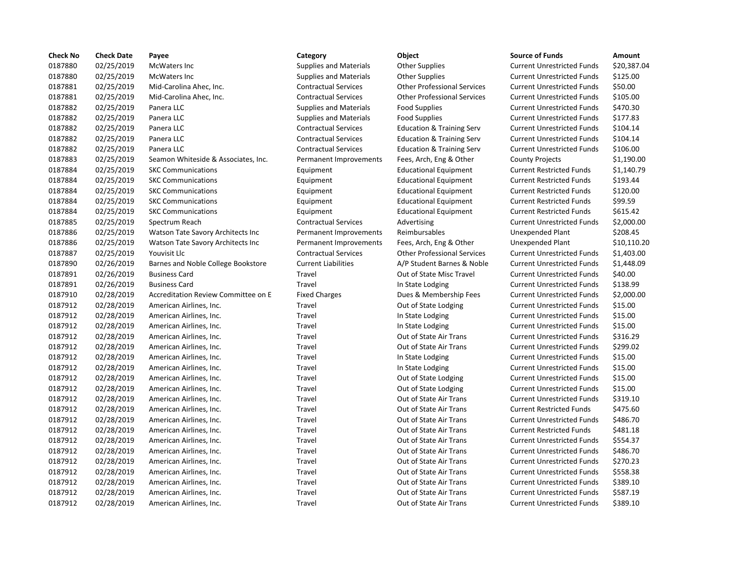| Check No | Check Date | Payee | Category | Object | Source of Funds | Amount |
|---|---|---|---|---|---|---|
| 0187880 | 02/25/2019 | McWaters Inc | Supplies and Materials | Other Supplies | Current Unrestricted Funds | $20,387.04 |
| 0187880 | 02/25/2019 | McWaters Inc | Supplies and Materials | Other Supplies | Current Unrestricted Funds | $125.00 |
| 0187881 | 02/25/2019 | Mid-Carolina Ahec, Inc. | Contractual Services | Other Professional Services | Current Unrestricted Funds | $50.00 |
| 0187881 | 02/25/2019 | Mid-Carolina Ahec, Inc. | Contractual Services | Other Professional Services | Current Unrestricted Funds | $105.00 |
| 0187882 | 02/25/2019 | Panera LLC | Supplies and Materials | Food Supplies | Current Unrestricted Funds | $470.30 |
| 0187882 | 02/25/2019 | Panera LLC | Supplies and Materials | Food Supplies | Current Unrestricted Funds | $177.83 |
| 0187882 | 02/25/2019 | Panera LLC | Contractual Services | Education & Training Serv | Current Unrestricted Funds | $104.14 |
| 0187882 | 02/25/2019 | Panera LLC | Contractual Services | Education & Training Serv | Current Unrestricted Funds | $104.14 |
| 0187882 | 02/25/2019 | Panera LLC | Contractual Services | Education & Training Serv | Current Unrestricted Funds | $106.00 |
| 0187883 | 02/25/2019 | Seamon Whiteside & Associates, Inc. | Permanent Improvements | Fees, Arch, Eng & Other | County Projects | $1,190.00 |
| 0187884 | 02/25/2019 | SKC Communications | Equipment | Educational Equipment | Current Restricted Funds | $1,140.79 |
| 0187884 | 02/25/2019 | SKC Communications | Equipment | Educational Equipment | Current Restricted Funds | $193.44 |
| 0187884 | 02/25/2019 | SKC Communications | Equipment | Educational Equipment | Current Restricted Funds | $120.00 |
| 0187884 | 02/25/2019 | SKC Communications | Equipment | Educational Equipment | Current Restricted Funds | $99.59 |
| 0187884 | 02/25/2019 | SKC Communications | Equipment | Educational Equipment | Current Restricted Funds | $615.42 |
| 0187885 | 02/25/2019 | Spectrum Reach | Contractual Services | Advertising | Current Unrestricted Funds | $2,000.00 |
| 0187886 | 02/25/2019 | Watson Tate Savory Architects Inc | Permanent Improvements | Reimbursables | Unexpended Plant | $208.45 |
| 0187886 | 02/25/2019 | Watson Tate Savory Architects Inc | Permanent Improvements | Fees, Arch, Eng & Other | Unexpended Plant | $10,110.20 |
| 0187887 | 02/25/2019 | Youvisit Llc | Contractual Services | Other Professional Services | Current Unrestricted Funds | $1,403.00 |
| 0187890 | 02/26/2019 | Barnes and Noble College Bookstore | Current Liabilities | A/P Student Barnes & Noble | Current Unrestricted Funds | $1,448.09 |
| 0187891 | 02/26/2019 | Business Card | Travel | Out of State Misc Travel | Current Unrestricted Funds | $40.00 |
| 0187891 | 02/26/2019 | Business Card | Travel | In State Lodging | Current Unrestricted Funds | $138.99 |
| 0187910 | 02/28/2019 | Accreditation Review Committee on E | Fixed Charges | Dues & Membership Fees | Current Unrestricted Funds | $2,000.00 |
| 0187912 | 02/28/2019 | American Airlines, Inc. | Travel | Out of State Lodging | Current Unrestricted Funds | $15.00 |
| 0187912 | 02/28/2019 | American Airlines, Inc. | Travel | In State Lodging | Current Unrestricted Funds | $15.00 |
| 0187912 | 02/28/2019 | American Airlines, Inc. | Travel | In State Lodging | Current Unrestricted Funds | $15.00 |
| 0187912 | 02/28/2019 | American Airlines, Inc. | Travel | Out of State Air Trans | Current Unrestricted Funds | $316.29 |
| 0187912 | 02/28/2019 | American Airlines, Inc. | Travel | Out of State Air Trans | Current Unrestricted Funds | $299.02 |
| 0187912 | 02/28/2019 | American Airlines, Inc. | Travel | In State Lodging | Current Unrestricted Funds | $15.00 |
| 0187912 | 02/28/2019 | American Airlines, Inc. | Travel | In State Lodging | Current Unrestricted Funds | $15.00 |
| 0187912 | 02/28/2019 | American Airlines, Inc. | Travel | Out of State Lodging | Current Unrestricted Funds | $15.00 |
| 0187912 | 02/28/2019 | American Airlines, Inc. | Travel | Out of State Lodging | Current Unrestricted Funds | $15.00 |
| 0187912 | 02/28/2019 | American Airlines, Inc. | Travel | Out of State Air Trans | Current Unrestricted Funds | $319.10 |
| 0187912 | 02/28/2019 | American Airlines, Inc. | Travel | Out of State Air Trans | Current Restricted Funds | $475.60 |
| 0187912 | 02/28/2019 | American Airlines, Inc. | Travel | Out of State Air Trans | Current Unrestricted Funds | $486.70 |
| 0187912 | 02/28/2019 | American Airlines, Inc. | Travel | Out of State Air Trans | Current Restricted Funds | $481.18 |
| 0187912 | 02/28/2019 | American Airlines, Inc. | Travel | Out of State Air Trans | Current Unrestricted Funds | $554.37 |
| 0187912 | 02/28/2019 | American Airlines, Inc. | Travel | Out of State Air Trans | Current Unrestricted Funds | $486.70 |
| 0187912 | 02/28/2019 | American Airlines, Inc. | Travel | Out of State Air Trans | Current Unrestricted Funds | $270.23 |
| 0187912 | 02/28/2019 | American Airlines, Inc. | Travel | Out of State Air Trans | Current Unrestricted Funds | $558.38 |
| 0187912 | 02/28/2019 | American Airlines, Inc. | Travel | Out of State Air Trans | Current Unrestricted Funds | $389.10 |
| 0187912 | 02/28/2019 | American Airlines, Inc. | Travel | Out of State Air Trans | Current Unrestricted Funds | $587.19 |
| 0187912 | 02/28/2019 | American Airlines, Inc. | Travel | Out of State Air Trans | Current Unrestricted Funds | $389.10 |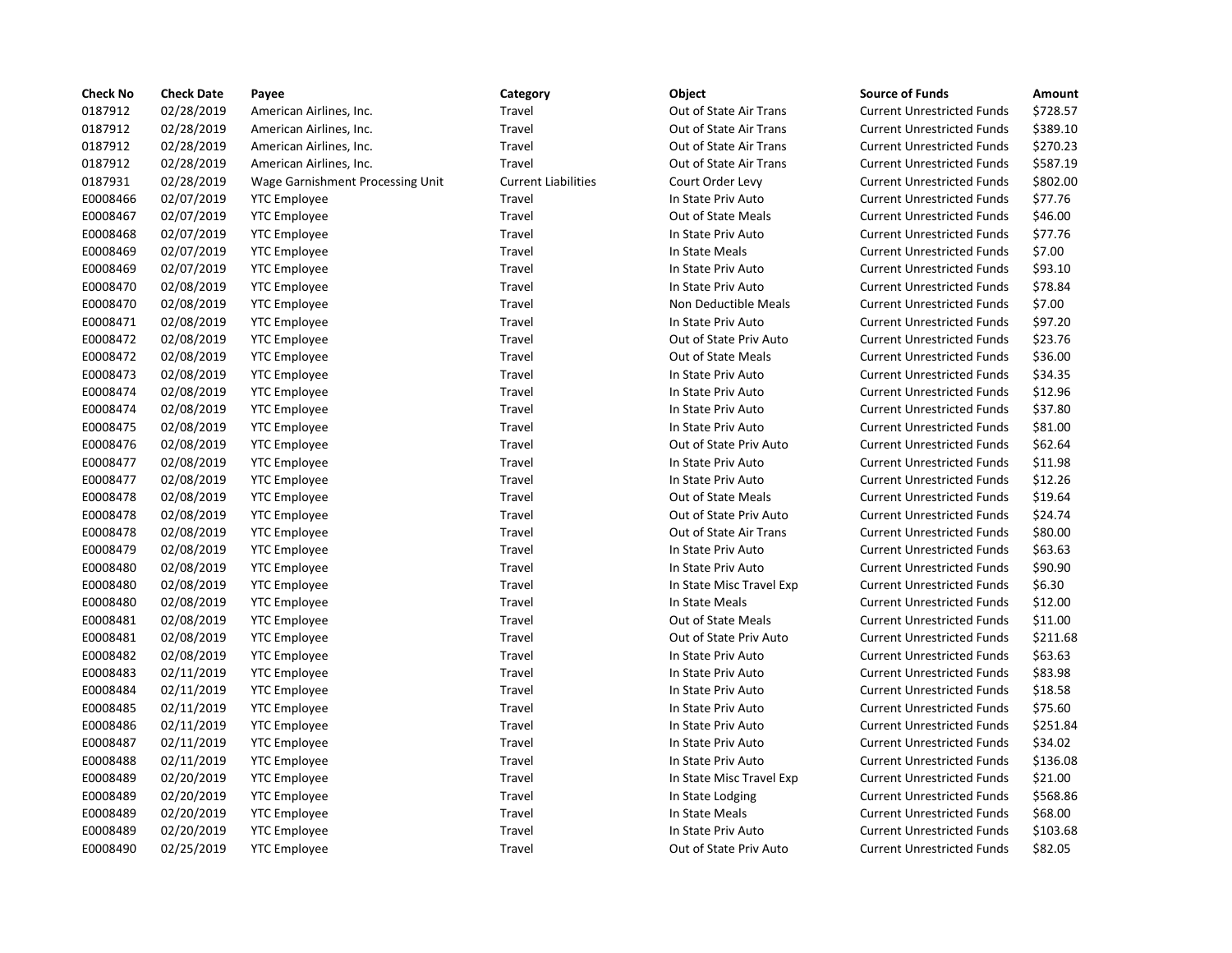| Check No | Check Date | Payee | Category | Object | Source of Funds | Amount |
|---|---|---|---|---|---|---|
| 0187912 | 02/28/2019 | American Airlines, Inc. | Travel | Out of State Air Trans | Current Unrestricted Funds | $728.57 |
| 0187912 | 02/28/2019 | American Airlines, Inc. | Travel | Out of State Air Trans | Current Unrestricted Funds | $389.10 |
| 0187912 | 02/28/2019 | American Airlines, Inc. | Travel | Out of State Air Trans | Current Unrestricted Funds | $270.23 |
| 0187912 | 02/28/2019 | American Airlines, Inc. | Travel | Out of State Air Trans | Current Unrestricted Funds | $587.19 |
| 0187931 | 02/28/2019 | Wage Garnishment Processing Unit | Current Liabilities | Court Order Levy | Current Unrestricted Funds | $802.00 |
| E0008466 | 02/07/2019 | YTC Employee | Travel | In State Priv Auto | Current Unrestricted Funds | $77.76 |
| E0008467 | 02/07/2019 | YTC Employee | Travel | Out of State Meals | Current Unrestricted Funds | $46.00 |
| E0008468 | 02/07/2019 | YTC Employee | Travel | In State Priv Auto | Current Unrestricted Funds | $77.76 |
| E0008469 | 02/07/2019 | YTC Employee | Travel | In State Meals | Current Unrestricted Funds | $7.00 |
| E0008469 | 02/07/2019 | YTC Employee | Travel | In State Priv Auto | Current Unrestricted Funds | $93.10 |
| E0008470 | 02/08/2019 | YTC Employee | Travel | In State Priv Auto | Current Unrestricted Funds | $78.84 |
| E0008470 | 02/08/2019 | YTC Employee | Travel | Non Deductible Meals | Current Unrestricted Funds | $7.00 |
| E0008471 | 02/08/2019 | YTC Employee | Travel | In State Priv Auto | Current Unrestricted Funds | $97.20 |
| E0008472 | 02/08/2019 | YTC Employee | Travel | Out of State Priv Auto | Current Unrestricted Funds | $23.76 |
| E0008472 | 02/08/2019 | YTC Employee | Travel | Out of State Meals | Current Unrestricted Funds | $36.00 |
| E0008473 | 02/08/2019 | YTC Employee | Travel | In State Priv Auto | Current Unrestricted Funds | $34.35 |
| E0008474 | 02/08/2019 | YTC Employee | Travel | In State Priv Auto | Current Unrestricted Funds | $12.96 |
| E0008474 | 02/08/2019 | YTC Employee | Travel | In State Priv Auto | Current Unrestricted Funds | $37.80 |
| E0008475 | 02/08/2019 | YTC Employee | Travel | In State Priv Auto | Current Unrestricted Funds | $81.00 |
| E0008476 | 02/08/2019 | YTC Employee | Travel | Out of State Priv Auto | Current Unrestricted Funds | $62.64 |
| E0008477 | 02/08/2019 | YTC Employee | Travel | In State Priv Auto | Current Unrestricted Funds | $11.98 |
| E0008477 | 02/08/2019 | YTC Employee | Travel | In State Priv Auto | Current Unrestricted Funds | $12.26 |
| E0008478 | 02/08/2019 | YTC Employee | Travel | Out of State Meals | Current Unrestricted Funds | $19.64 |
| E0008478 | 02/08/2019 | YTC Employee | Travel | Out of State Priv Auto | Current Unrestricted Funds | $24.74 |
| E0008478 | 02/08/2019 | YTC Employee | Travel | Out of State Air Trans | Current Unrestricted Funds | $80.00 |
| E0008479 | 02/08/2019 | YTC Employee | Travel | In State Priv Auto | Current Unrestricted Funds | $63.63 |
| E0008480 | 02/08/2019 | YTC Employee | Travel | In State Priv Auto | Current Unrestricted Funds | $90.90 |
| E0008480 | 02/08/2019 | YTC Employee | Travel | In State Misc Travel Exp | Current Unrestricted Funds | $6.30 |
| E0008480 | 02/08/2019 | YTC Employee | Travel | In State Meals | Current Unrestricted Funds | $12.00 |
| E0008481 | 02/08/2019 | YTC Employee | Travel | Out of State Meals | Current Unrestricted Funds | $11.00 |
| E0008481 | 02/08/2019 | YTC Employee | Travel | Out of State Priv Auto | Current Unrestricted Funds | $211.68 |
| E0008482 | 02/08/2019 | YTC Employee | Travel | In State Priv Auto | Current Unrestricted Funds | $63.63 |
| E0008483 | 02/11/2019 | YTC Employee | Travel | In State Priv Auto | Current Unrestricted Funds | $83.98 |
| E0008484 | 02/11/2019 | YTC Employee | Travel | In State Priv Auto | Current Unrestricted Funds | $18.58 |
| E0008485 | 02/11/2019 | YTC Employee | Travel | In State Priv Auto | Current Unrestricted Funds | $75.60 |
| E0008486 | 02/11/2019 | YTC Employee | Travel | In State Priv Auto | Current Unrestricted Funds | $251.84 |
| E0008487 | 02/11/2019 | YTC Employee | Travel | In State Priv Auto | Current Unrestricted Funds | $34.02 |
| E0008488 | 02/11/2019 | YTC Employee | Travel | In State Priv Auto | Current Unrestricted Funds | $136.08 |
| E0008489 | 02/20/2019 | YTC Employee | Travel | In State Misc Travel Exp | Current Unrestricted Funds | $21.00 |
| E0008489 | 02/20/2019 | YTC Employee | Travel | In State Lodging | Current Unrestricted Funds | $568.86 |
| E0008489 | 02/20/2019 | YTC Employee | Travel | In State Meals | Current Unrestricted Funds | $68.00 |
| E0008489 | 02/20/2019 | YTC Employee | Travel | In State Priv Auto | Current Unrestricted Funds | $103.68 |
| E0008490 | 02/25/2019 | YTC Employee | Travel | Out of State Priv Auto | Current Unrestricted Funds | $82.05 |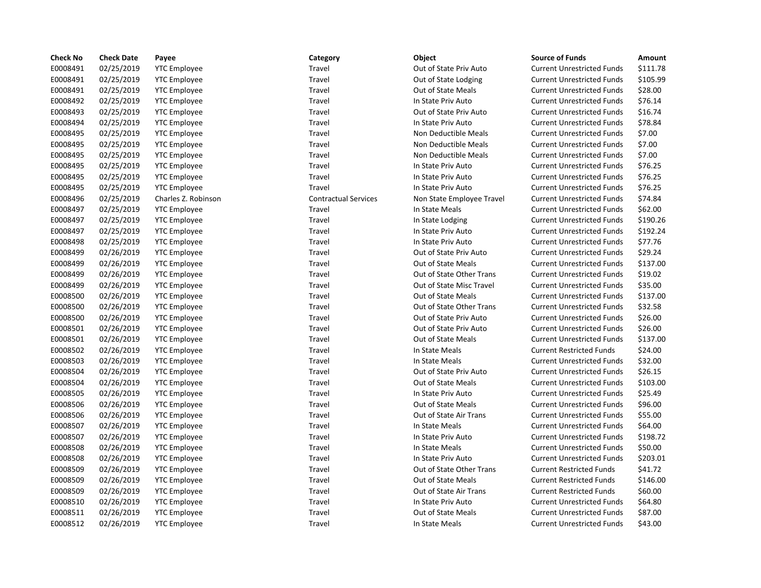| Check No | Check Date | Payee | Category | Object | Source of Funds | Amount |
|---|---|---|---|---|---|---|
| E0008491 | 02/25/2019 | YTC Employee | Travel | Out of State Priv Auto | Current Unrestricted Funds | $111.78 |
| E0008491 | 02/25/2019 | YTC Employee | Travel | Out of State Lodging | Current Unrestricted Funds | $105.99 |
| E0008491 | 02/25/2019 | YTC Employee | Travel | Out of State Meals | Current Unrestricted Funds | $28.00 |
| E0008492 | 02/25/2019 | YTC Employee | Travel | In State Priv Auto | Current Unrestricted Funds | $76.14 |
| E0008493 | 02/25/2019 | YTC Employee | Travel | Out of State Priv Auto | Current Unrestricted Funds | $16.74 |
| E0008494 | 02/25/2019 | YTC Employee | Travel | In State Priv Auto | Current Unrestricted Funds | $78.84 |
| E0008495 | 02/25/2019 | YTC Employee | Travel | Non Deductible Meals | Current Unrestricted Funds | $7.00 |
| E0008495 | 02/25/2019 | YTC Employee | Travel | Non Deductible Meals | Current Unrestricted Funds | $7.00 |
| E0008495 | 02/25/2019 | YTC Employee | Travel | Non Deductible Meals | Current Unrestricted Funds | $7.00 |
| E0008495 | 02/25/2019 | YTC Employee | Travel | In State Priv Auto | Current Unrestricted Funds | $76.25 |
| E0008495 | 02/25/2019 | YTC Employee | Travel | In State Priv Auto | Current Unrestricted Funds | $76.25 |
| E0008495 | 02/25/2019 | YTC Employee | Travel | In State Priv Auto | Current Unrestricted Funds | $76.25 |
| E0008496 | 02/25/2019 | Charles Z. Robinson | Contractual Services | Non State Employee Travel | Current Unrestricted Funds | $74.84 |
| E0008497 | 02/25/2019 | YTC Employee | Travel | In State Meals | Current Unrestricted Funds | $62.00 |
| E0008497 | 02/25/2019 | YTC Employee | Travel | In State Lodging | Current Unrestricted Funds | $190.26 |
| E0008497 | 02/25/2019 | YTC Employee | Travel | In State Priv Auto | Current Unrestricted Funds | $192.24 |
| E0008498 | 02/25/2019 | YTC Employee | Travel | In State Priv Auto | Current Unrestricted Funds | $77.76 |
| E0008499 | 02/26/2019 | YTC Employee | Travel | Out of State Priv Auto | Current Unrestricted Funds | $29.24 |
| E0008499 | 02/26/2019 | YTC Employee | Travel | Out of State Meals | Current Unrestricted Funds | $137.00 |
| E0008499 | 02/26/2019 | YTC Employee | Travel | Out of State Other Trans | Current Unrestricted Funds | $19.02 |
| E0008499 | 02/26/2019 | YTC Employee | Travel | Out of State Misc Travel | Current Unrestricted Funds | $35.00 |
| E0008500 | 02/26/2019 | YTC Employee | Travel | Out of State Meals | Current Unrestricted Funds | $137.00 |
| E0008500 | 02/26/2019 | YTC Employee | Travel | Out of State Other Trans | Current Unrestricted Funds | $32.58 |
| E0008500 | 02/26/2019 | YTC Employee | Travel | Out of State Priv Auto | Current Unrestricted Funds | $26.00 |
| E0008501 | 02/26/2019 | YTC Employee | Travel | Out of State Priv Auto | Current Unrestricted Funds | $26.00 |
| E0008501 | 02/26/2019 | YTC Employee | Travel | Out of State Meals | Current Unrestricted Funds | $137.00 |
| E0008502 | 02/26/2019 | YTC Employee | Travel | In State Meals | Current Restricted Funds | $24.00 |
| E0008503 | 02/26/2019 | YTC Employee | Travel | In State Meals | Current Unrestricted Funds | $32.00 |
| E0008504 | 02/26/2019 | YTC Employee | Travel | Out of State Priv Auto | Current Unrestricted Funds | $26.15 |
| E0008504 | 02/26/2019 | YTC Employee | Travel | Out of State Meals | Current Unrestricted Funds | $103.00 |
| E0008505 | 02/26/2019 | YTC Employee | Travel | In State Priv Auto | Current Unrestricted Funds | $25.49 |
| E0008506 | 02/26/2019 | YTC Employee | Travel | Out of State Meals | Current Unrestricted Funds | $96.00 |
| E0008506 | 02/26/2019 | YTC Employee | Travel | Out of State Air Trans | Current Unrestricted Funds | $55.00 |
| E0008507 | 02/26/2019 | YTC Employee | Travel | In State Meals | Current Unrestricted Funds | $64.00 |
| E0008507 | 02/26/2019 | YTC Employee | Travel | In State Priv Auto | Current Unrestricted Funds | $198.72 |
| E0008508 | 02/26/2019 | YTC Employee | Travel | In State Meals | Current Unrestricted Funds | $50.00 |
| E0008508 | 02/26/2019 | YTC Employee | Travel | In State Priv Auto | Current Unrestricted Funds | $203.01 |
| E0008509 | 02/26/2019 | YTC Employee | Travel | Out of State Other Trans | Current Restricted Funds | $41.72 |
| E0008509 | 02/26/2019 | YTC Employee | Travel | Out of State Meals | Current Restricted Funds | $146.00 |
| E0008509 | 02/26/2019 | YTC Employee | Travel | Out of State Air Trans | Current Restricted Funds | $60.00 |
| E0008510 | 02/26/2019 | YTC Employee | Travel | In State Priv Auto | Current Unrestricted Funds | $64.80 |
| E0008511 | 02/26/2019 | YTC Employee | Travel | Out of State Meals | Current Unrestricted Funds | $87.00 |
| E0008512 | 02/26/2019 | YTC Employee | Travel | In State Meals | Current Unrestricted Funds | $43.00 |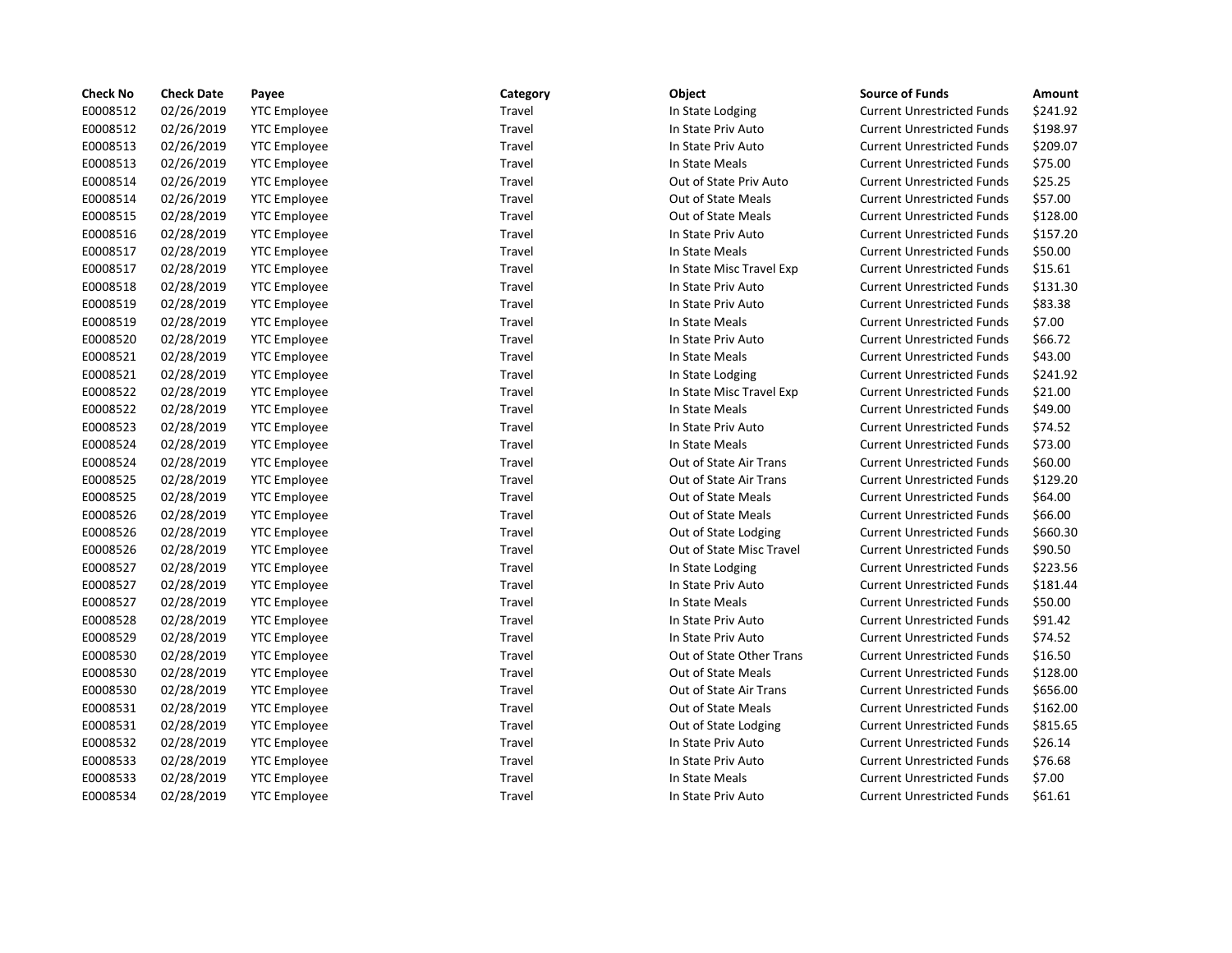| Check No | Check Date | Payee | Category | Object | Source of Funds | Amount |
|---|---|---|---|---|---|---|
| E0008512 | 02/26/2019 | YTC Employee | Travel | In State Lodging | Current Unrestricted Funds | $241.92 |
| E0008512 | 02/26/2019 | YTC Employee | Travel | In State Priv Auto | Current Unrestricted Funds | $198.97 |
| E0008513 | 02/26/2019 | YTC Employee | Travel | In State Priv Auto | Current Unrestricted Funds | $209.07 |
| E0008513 | 02/26/2019 | YTC Employee | Travel | In State Meals | Current Unrestricted Funds | $75.00 |
| E0008514 | 02/26/2019 | YTC Employee | Travel | Out of State Priv Auto | Current Unrestricted Funds | $25.25 |
| E0008514 | 02/26/2019 | YTC Employee | Travel | Out of State Meals | Current Unrestricted Funds | $57.00 |
| E0008515 | 02/28/2019 | YTC Employee | Travel | Out of State Meals | Current Unrestricted Funds | $128.00 |
| E0008516 | 02/28/2019 | YTC Employee | Travel | In State Priv Auto | Current Unrestricted Funds | $157.20 |
| E0008517 | 02/28/2019 | YTC Employee | Travel | In State Meals | Current Unrestricted Funds | $50.00 |
| E0008517 | 02/28/2019 | YTC Employee | Travel | In State Misc Travel Exp | Current Unrestricted Funds | $15.61 |
| E0008518 | 02/28/2019 | YTC Employee | Travel | In State Priv Auto | Current Unrestricted Funds | $131.30 |
| E0008519 | 02/28/2019 | YTC Employee | Travel | In State Priv Auto | Current Unrestricted Funds | $83.38 |
| E0008519 | 02/28/2019 | YTC Employee | Travel | In State Meals | Current Unrestricted Funds | $7.00 |
| E0008520 | 02/28/2019 | YTC Employee | Travel | In State Priv Auto | Current Unrestricted Funds | $66.72 |
| E0008521 | 02/28/2019 | YTC Employee | Travel | In State Meals | Current Unrestricted Funds | $43.00 |
| E0008521 | 02/28/2019 | YTC Employee | Travel | In State Lodging | Current Unrestricted Funds | $241.92 |
| E0008522 | 02/28/2019 | YTC Employee | Travel | In State Misc Travel Exp | Current Unrestricted Funds | $21.00 |
| E0008522 | 02/28/2019 | YTC Employee | Travel | In State Meals | Current Unrestricted Funds | $49.00 |
| E0008523 | 02/28/2019 | YTC Employee | Travel | In State Priv Auto | Current Unrestricted Funds | $74.52 |
| E0008524 | 02/28/2019 | YTC Employee | Travel | In State Meals | Current Unrestricted Funds | $73.00 |
| E0008524 | 02/28/2019 | YTC Employee | Travel | Out of State Air Trans | Current Unrestricted Funds | $60.00 |
| E0008525 | 02/28/2019 | YTC Employee | Travel | Out of State Air Trans | Current Unrestricted Funds | $129.20 |
| E0008525 | 02/28/2019 | YTC Employee | Travel | Out of State Meals | Current Unrestricted Funds | $64.00 |
| E0008526 | 02/28/2019 | YTC Employee | Travel | Out of State Meals | Current Unrestricted Funds | $66.00 |
| E0008526 | 02/28/2019 | YTC Employee | Travel | Out of State Lodging | Current Unrestricted Funds | $660.30 |
| E0008526 | 02/28/2019 | YTC Employee | Travel | Out of State Misc Travel | Current Unrestricted Funds | $90.50 |
| E0008527 | 02/28/2019 | YTC Employee | Travel | In State Lodging | Current Unrestricted Funds | $223.56 |
| E0008527 | 02/28/2019 | YTC Employee | Travel | In State Priv Auto | Current Unrestricted Funds | $181.44 |
| E0008527 | 02/28/2019 | YTC Employee | Travel | In State Meals | Current Unrestricted Funds | $50.00 |
| E0008528 | 02/28/2019 | YTC Employee | Travel | In State Priv Auto | Current Unrestricted Funds | $91.42 |
| E0008529 | 02/28/2019 | YTC Employee | Travel | In State Priv Auto | Current Unrestricted Funds | $74.52 |
| E0008530 | 02/28/2019 | YTC Employee | Travel | Out of State Other Trans | Current Unrestricted Funds | $16.50 |
| E0008530 | 02/28/2019 | YTC Employee | Travel | Out of State Meals | Current Unrestricted Funds | $128.00 |
| E0008530 | 02/28/2019 | YTC Employee | Travel | Out of State Air Trans | Current Unrestricted Funds | $656.00 |
| E0008531 | 02/28/2019 | YTC Employee | Travel | Out of State Meals | Current Unrestricted Funds | $162.00 |
| E0008531 | 02/28/2019 | YTC Employee | Travel | Out of State Lodging | Current Unrestricted Funds | $815.65 |
| E0008532 | 02/28/2019 | YTC Employee | Travel | In State Priv Auto | Current Unrestricted Funds | $26.14 |
| E0008533 | 02/28/2019 | YTC Employee | Travel | In State Priv Auto | Current Unrestricted Funds | $76.68 |
| E0008533 | 02/28/2019 | YTC Employee | Travel | In State Meals | Current Unrestricted Funds | $7.00 |
| E0008534 | 02/28/2019 | YTC Employee | Travel | In State Priv Auto | Current Unrestricted Funds | $61.61 |